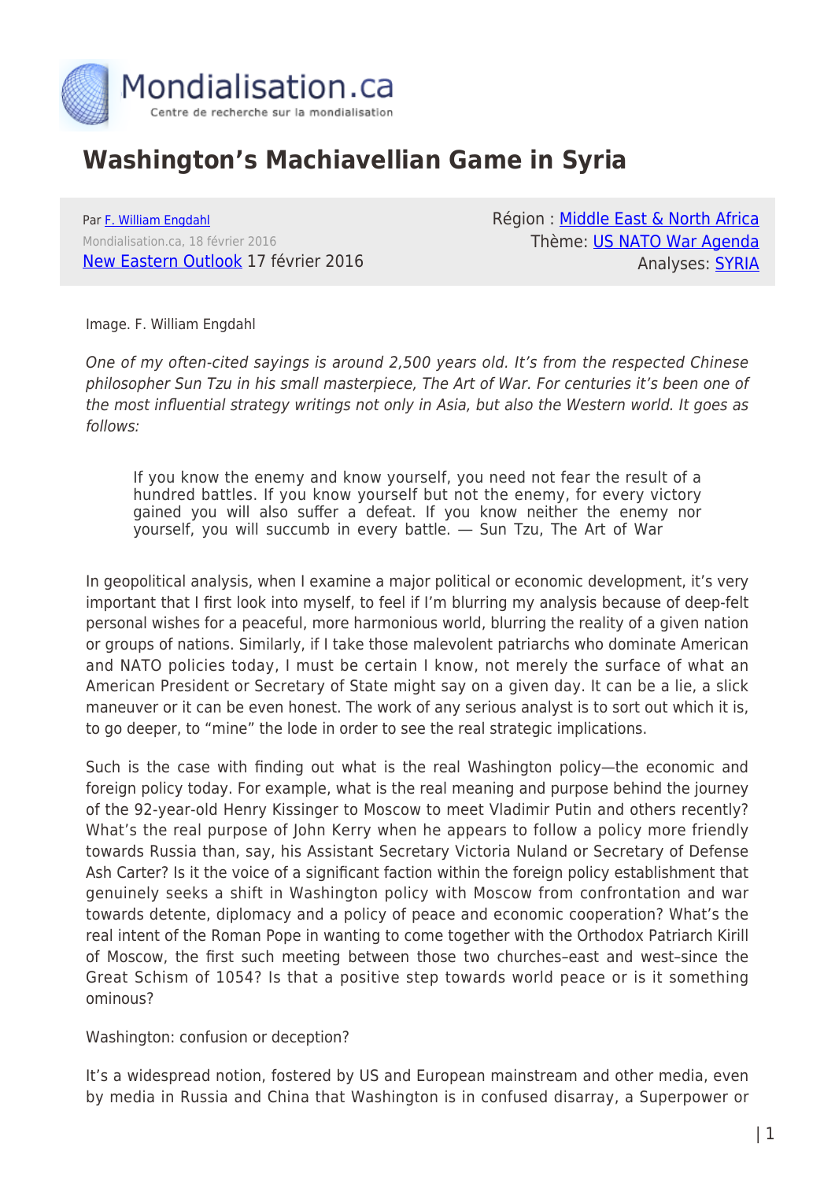# Washington's Machiavellian Game in Syria

Par [F. William Engdahl](#)
Mondialisation.ca, 18 février 2016
[New Eastern Outlook](#) 17 février 2016

Région : [Middle East & North Africa](#)
Thème: [US NATO War Agenda](#)
Analyses: [SYRIA](#)

Image. F. William Engdahl

*One of my often-cited sayings is around 2,500 years old. It's from the respected Chinese philosopher Sun Tzu in his small masterpiece, The Art of War. For centuries it's been one of the most influential strategy writings not only in Asia, but also the Western world. It goes as follows:*

> If you know the enemy and know yourself, you need not fear the result of a hundred battles. If you know yourself but not the enemy, for every victory gained you will also suffer a defeat. If you know neither the enemy nor yourself, you will succumb in every battle. — Sun Tzu, The Art of War

In geopolitical analysis, when I examine a major political or economic development, it's very important that I first look into myself, to feel if I'm blurring my analysis because of deep-felt personal wishes for a peaceful, more harmonious world, blurring the reality of a given nation or groups of nations. Similarly, if I take those malevolent patriarchs who dominate American and NATO policies today, I must be certain I know, not merely the surface of what an American President or Secretary of State might say on a given day. It can be a lie, a slick maneuver or it can be even honest. The work of any serious analyst is to sort out which it is, to go deeper, to "mine" the lode in order to see the real strategic implications.

Such is the case with finding out what is the real Washington policy—the economic and foreign policy today. For example, what is the real meaning and purpose behind the journey of the 92-year-old Henry Kissinger to Moscow to meet Vladimir Putin and others recently? What's the real purpose of John Kerry when he appears to follow a policy more friendly towards Russia than, say, his Assistant Secretary Victoria Nuland or Secretary of Defense Ash Carter? Is it the voice of a significant faction within the foreign policy establishment that genuinely seeks a shift in Washington policy with Moscow from confrontation and war towards detente, diplomacy and a policy of peace and economic cooperation? What's the real intent of the Roman Pope in wanting to come together with the Orthodox Patriarch Kirill of Moscow, the first such meeting between those two churches–east and west–since the Great Schism of 1054? Is that a positive step towards world peace or is it something ominous?

Washington: confusion or deception?

It's a widespread notion, fostered by US and European mainstream and other media, even by media in Russia and China that Washington is in confused disarray, a Superpower or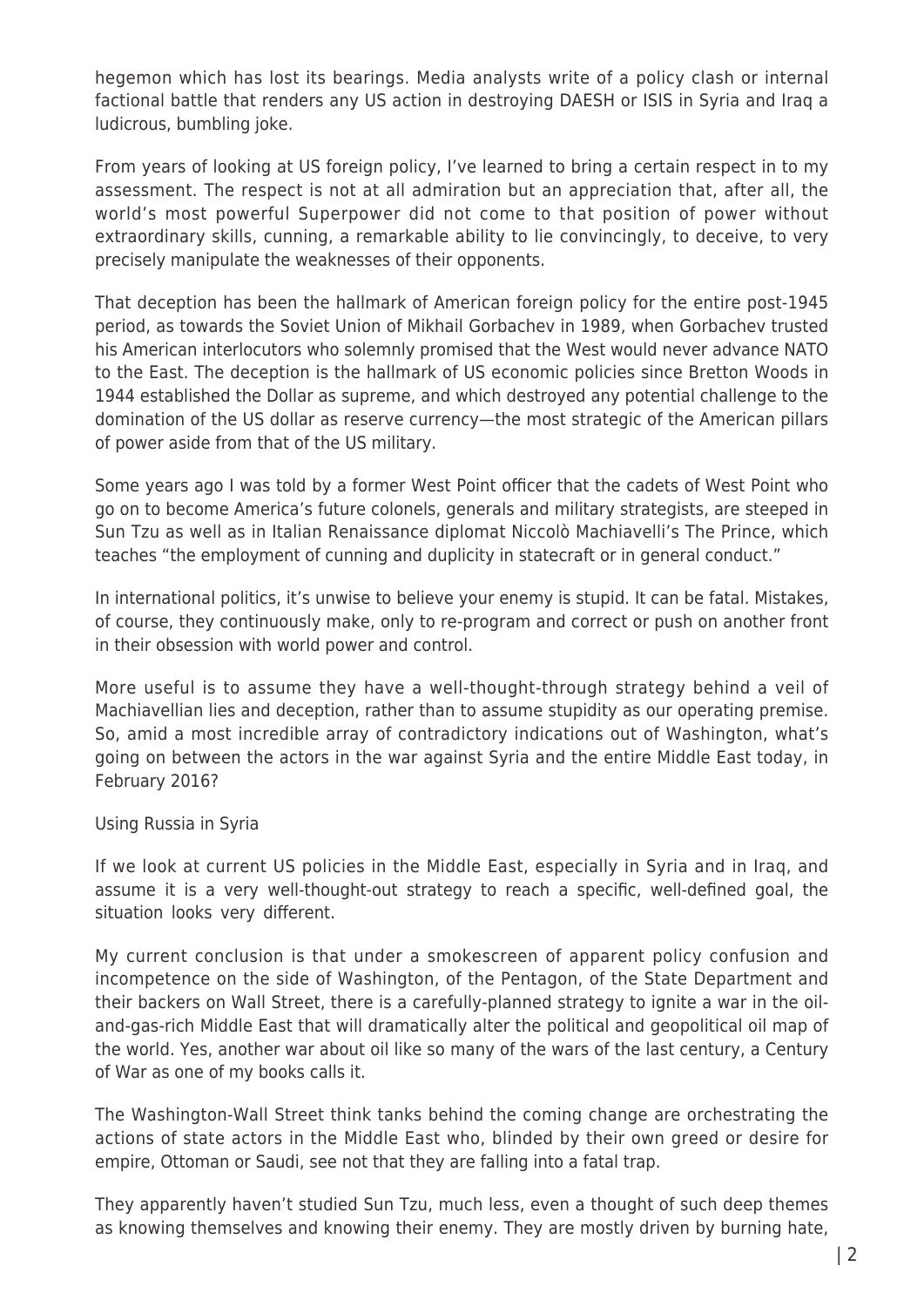hegemon which has lost its bearings. Media analysts write of a policy clash or internal factional battle that renders any US action in destroying DAESH or ISIS in Syria and Iraq a ludicrous, bumbling joke.

From years of looking at US foreign policy, I've learned to bring a certain respect in to my assessment. The respect is not at all admiration but an appreciation that, after all, the world's most powerful Superpower did not come to that position of power without extraordinary skills, cunning, a remarkable ability to lie convincingly, to deceive, to very precisely manipulate the weaknesses of their opponents.

That deception has been the hallmark of American foreign policy for the entire post-1945 period, as towards the Soviet Union of Mikhail Gorbachev in 1989, when Gorbachev trusted his American interlocutors who solemnly promised that the West would never advance NATO to the East. The deception is the hallmark of US economic policies since Bretton Woods in 1944 established the Dollar as supreme, and which destroyed any potential challenge to the domination of the US dollar as reserve currency—the most strategic of the American pillars of power aside from that of the US military.

Some years ago I was told by a former West Point officer that the cadets of West Point who go on to become America's future colonels, generals and military strategists, are steeped in Sun Tzu as well as in Italian Renaissance diplomat Niccolò Machiavelli's The Prince, which teaches "the employment of cunning and duplicity in statecraft or in general conduct."

In international politics, it's unwise to believe your enemy is stupid. It can be fatal. Mistakes, of course, they continuously make, only to re-program and correct or push on another front in their obsession with world power and control.

More useful is to assume they have a well-thought-through strategy behind a veil of Machiavellian lies and deception, rather than to assume stupidity as our operating premise. So, amid a most incredible array of contradictory indications out of Washington, what's going on between the actors in the war against Syria and the entire Middle East today, in February 2016?

## Using Russia in Syria

If we look at current US policies in the Middle East, especially in Syria and in Iraq, and assume it is a very well-thought-out strategy to reach a specific, well-defined goal, the situation looks very different.

My current conclusion is that under a smokescreen of apparent policy confusion and incompetence on the side of Washington, of the Pentagon, of the State Department and their backers on Wall Street, there is a carefully-planned strategy to ignite a war in the oil-and-gas-rich Middle East that will dramatically alter the political and geopolitical oil map of the world. Yes, another war about oil like so many of the wars of the last century, a Century of War as one of my books calls it.

The Washington-Wall Street think tanks behind the coming change are orchestrating the actions of state actors in the Middle East who, blinded by their own greed or desire for empire, Ottoman or Saudi, see not that they are falling into a fatal trap.

They apparently haven't studied Sun Tzu, much less, even a thought of such deep themes as knowing themselves and knowing their enemy. They are mostly driven by burning hate,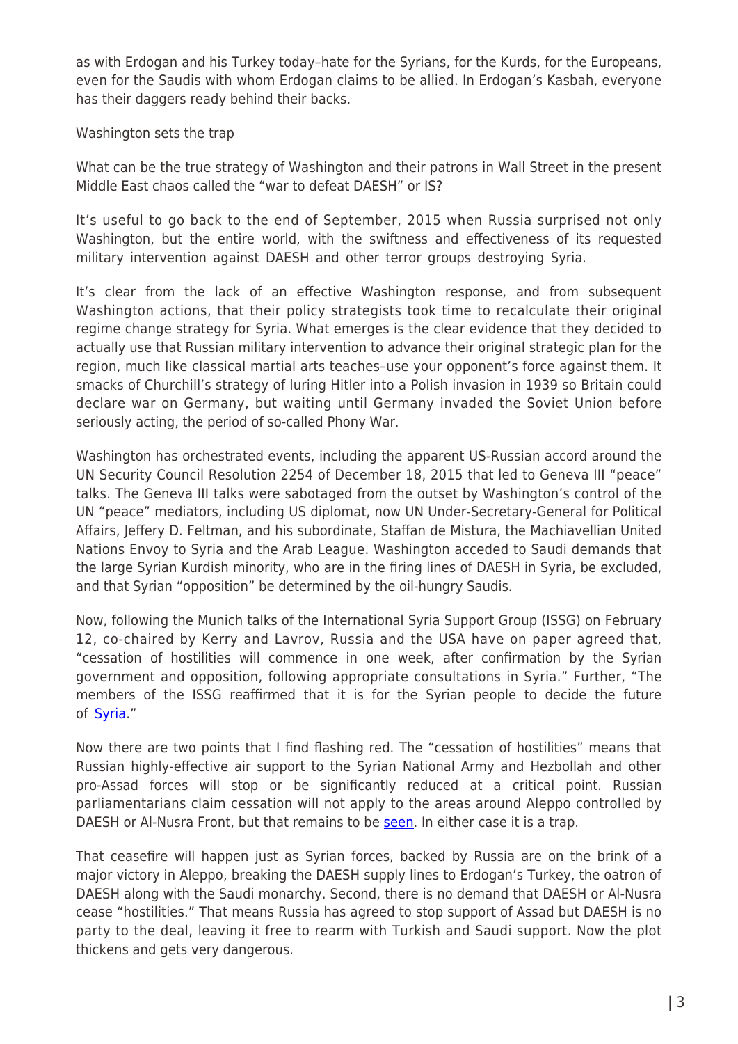as with Erdogan and his Turkey today–hate for the Syrians, for the Kurds, for the Europeans, even for the Saudis with whom Erdogan claims to be allied. In Erdogan's Kasbah, everyone has their daggers ready behind their backs.

## Washington sets the trap

What can be the true strategy of Washington and their patrons in Wall Street in the present Middle East chaos called the "war to defeat DAESH" or IS?

It's useful to go back to the end of September, 2015 when Russia surprised not only Washington, but the entire world, with the swiftness and effectiveness of its requested military intervention against DAESH and other terror groups destroying Syria.

It's clear from the lack of an effective Washington response, and from subsequent Washington actions, that their policy strategists took time to recalculate their original regime change strategy for Syria. What emerges is the clear evidence that they decided to actually use that Russian military intervention to advance their original strategic plan for the region, much like classical martial arts teaches–use your opponent's force against them. It smacks of Churchill's strategy of luring Hitler into a Polish invasion in 1939 so Britain could declare war on Germany, but waiting until Germany invaded the Soviet Union before seriously acting, the period of so-called Phony War.

Washington has orchestrated events, including the apparent US-Russian accord around the UN Security Council Resolution 2254 of December 18, 2015 that led to Geneva III "peace" talks. The Geneva III talks were sabotaged from the outset by Washington's control of the UN "peace" mediators, including US diplomat, now UN Under-Secretary-General for Political Affairs, Jeffery D. Feltman, and his subordinate, Staffan de Mistura, the Machiavellian United Nations Envoy to Syria and the Arab League. Washington acceded to Saudi demands that the large Syrian Kurdish minority, who are in the firing lines of DAESH in Syria, be excluded, and that Syrian "opposition" be determined by the oil-hungry Saudis.

Now, following the Munich talks of the International Syria Support Group (ISSG) on February 12, co-chaired by Kerry and Lavrov, Russia and the USA have on paper agreed that, "cessation of hostilities will commence in one week, after confirmation by the Syrian government and opposition, following appropriate consultations in Syria." Further, "The members of the ISSG reaffirmed that it is for the Syrian people to decide the future of Syria."

Now there are two points that I find flashing red. The "cessation of hostilities" means that Russian highly-effective air support to the Syrian National Army and Hezbollah and other pro-Assad forces will stop or be significantly reduced at a critical point. Russian parliamentarians claim cessation will not apply to the areas around Aleppo controlled by DAESH or Al-Nusra Front, but that remains to be seen. In either case it is a trap.

That ceasefire will happen just as Syrian forces, backed by Russia are on the brink of a major victory in Aleppo, breaking the DAESH supply lines to Erdogan's Turkey, the oatron of DAESH along with the Saudi monarchy. Second, there is no demand that DAESH or Al-Nusra cease "hostilities." That means Russia has agreed to stop support of Assad but DAESH is no party to the deal, leaving it free to rearm with Turkish and Saudi support. Now the plot thickens and gets very dangerous.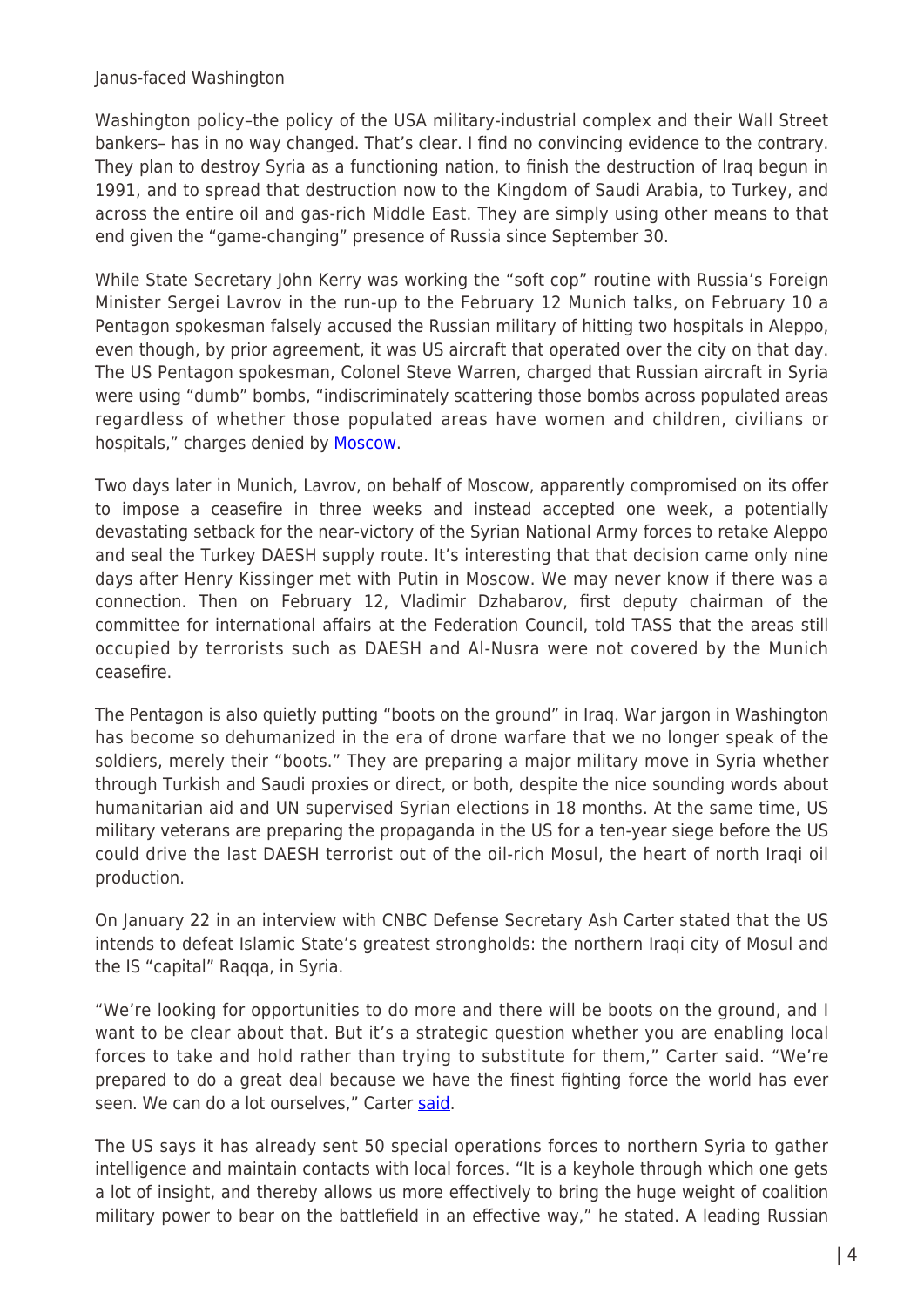Janus-faced Washington

Washington policy–the policy of the USA military-industrial complex and their Wall Street bankers– has in no way changed. That's clear. I find no convincing evidence to the contrary. They plan to destroy Syria as a functioning nation, to finish the destruction of Iraq begun in 1991, and to spread that destruction now to the Kingdom of Saudi Arabia, to Turkey, and across the entire oil and gas-rich Middle East. They are simply using other means to that end given the "game-changing" presence of Russia since September 30.

While State Secretary John Kerry was working the "soft cop" routine with Russia's Foreign Minister Sergei Lavrov in the run-up to the February 12 Munich talks, on February 10 a Pentagon spokesman falsely accused the Russian military of hitting two hospitals in Aleppo, even though, by prior agreement, it was US aircraft that operated over the city on that day. The US Pentagon spokesman, Colonel Steve Warren, charged that Russian aircraft in Syria were using "dumb" bombs, "indiscriminately scattering those bombs across populated areas regardless of whether those populated areas have women and children, civilians or hospitals," charges denied by Moscow.

Two days later in Munich, Lavrov, on behalf of Moscow, apparently compromised on its offer to impose a ceasefire in three weeks and instead accepted one week, a potentially devastating setback for the near-victory of the Syrian National Army forces to retake Aleppo and seal the Turkey DAESH supply route. It's interesting that that decision came only nine days after Henry Kissinger met with Putin in Moscow. We may never know if there was a connection. Then on February 12, Vladimir Dzhabarov, first deputy chairman of the committee for international affairs at the Federation Council, told TASS that the areas still occupied by terrorists such as DAESH and Al-Nusra were not covered by the Munich ceasefire.

The Pentagon is also quietly putting "boots on the ground" in Iraq. War jargon in Washington has become so dehumanized in the era of drone warfare that we no longer speak of the soldiers, merely their "boots." They are preparing a major military move in Syria whether through Turkish and Saudi proxies or direct, or both, despite the nice sounding words about humanitarian aid and UN supervised Syrian elections in 18 months. At the same time, US military veterans are preparing the propaganda in the US for a ten-year siege before the US could drive the last DAESH terrorist out of the oil-rich Mosul, the heart of north Iraqi oil production.

On January 22 in an interview with CNBC Defense Secretary Ash Carter stated that the US intends to defeat Islamic State's greatest strongholds: the northern Iraqi city of Mosul and the IS "capital" Raqqa, in Syria.

"We're looking for opportunities to do more and there will be boots on the ground, and I want to be clear about that. But it's a strategic question whether you are enabling local forces to take and hold rather than trying to substitute for them," Carter said. "We're prepared to do a great deal because we have the finest fighting force the world has ever seen. We can do a lot ourselves," Carter said.

The US says it has already sent 50 special operations forces to northern Syria to gather intelligence and maintain contacts with local forces. "It is a keyhole through which one gets a lot of insight, and thereby allows us more effectively to bring the huge weight of coalition military power to bear on the battlefield in an effective way," he stated. A leading Russian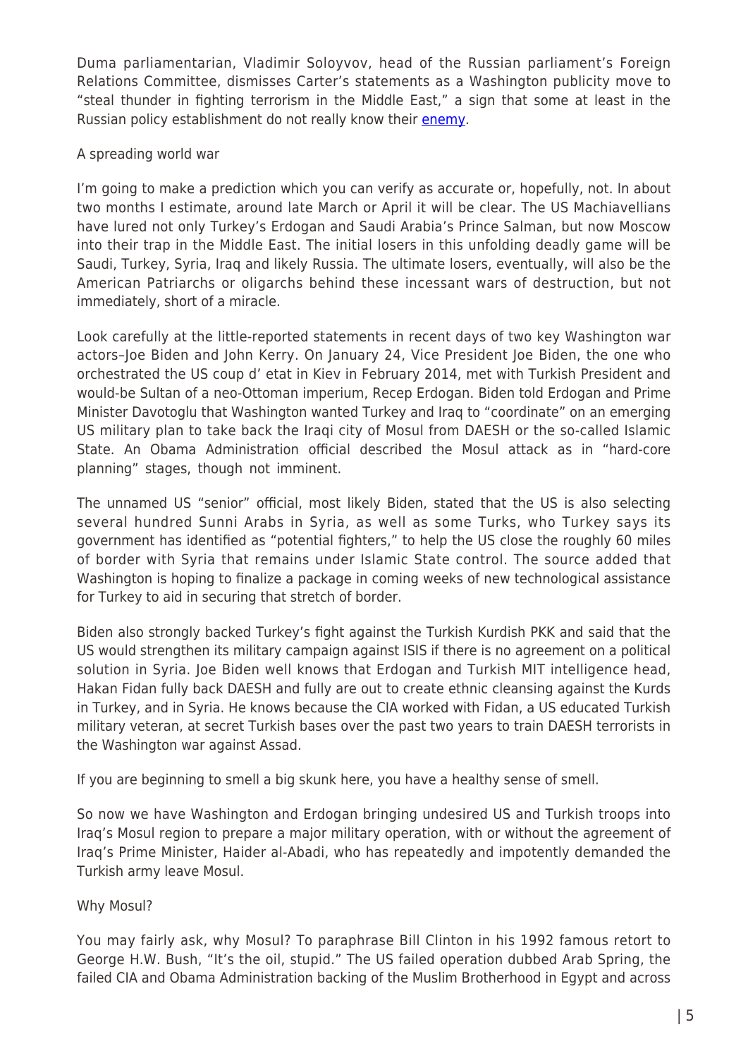Duma parliamentarian, Vladimir Soloyvov, head of the Russian parliament's Foreign Relations Committee, dismisses Carter's statements as a Washington publicity move to "steal thunder in fighting terrorism in the Middle East," a sign that some at least in the Russian policy establishment do not really know their enemy.

## A spreading world war

I'm going to make a prediction which you can verify as accurate or, hopefully, not. In about two months I estimate, around late March or April it will be clear. The US Machiavellians have lured not only Turkey's Erdogan and Saudi Arabia's Prince Salman, but now Moscow into their trap in the Middle East. The initial losers in this unfolding deadly game will be Saudi, Turkey, Syria, Iraq and likely Russia. The ultimate losers, eventually, will also be the American Patriarchs or oligarchs behind these incessant wars of destruction, but not immediately, short of a miracle.

Look carefully at the little-reported statements in recent days of two key Washington war actors–Joe Biden and John Kerry. On January 24, Vice President Joe Biden, the one who orchestrated the US coup d' etat in Kiev in February 2014, met with Turkish President and would-be Sultan of a neo-Ottoman imperium, Recep Erdogan. Biden told Erdogan and Prime Minister Davotoglu that Washington wanted Turkey and Iraq to "coordinate" on an emerging US military plan to take back the Iraqi city of Mosul from DAESH or the so-called Islamic State. An Obama Administration official described the Mosul attack as in "hard-core planning" stages, though not imminent.

The unnamed US "senior" official, most likely Biden, stated that the US is also selecting several hundred Sunni Arabs in Syria, as well as some Turks, who Turkey says its government has identified as "potential fighters," to help the US close the roughly 60 miles of border with Syria that remains under Islamic State control. The source added that Washington is hoping to finalize a package in coming weeks of new technological assistance for Turkey to aid in securing that stretch of border.

Biden also strongly backed Turkey's fight against the Turkish Kurdish PKK and said that the US would strengthen its military campaign against ISIS if there is no agreement on a political solution in Syria. Joe Biden well knows that Erdogan and Turkish MIT intelligence head, Hakan Fidan fully back DAESH and fully are out to create ethnic cleansing against the Kurds in Turkey, and in Syria. He knows because the CIA worked with Fidan, a US educated Turkish military veteran, at secret Turkish bases over the past two years to train DAESH terrorists in the Washington war against Assad.

If you are beginning to smell a big skunk here, you have a healthy sense of smell.

So now we have Washington and Erdogan bringing undesired US and Turkish troops into Iraq's Mosul region to prepare a major military operation, with or without the agreement of Iraq's Prime Minister, Haider al-Abadi, who has repeatedly and impotently demanded the Turkish army leave Mosul.

## Why Mosul?

You may fairly ask, why Mosul? To paraphrase Bill Clinton in his 1992 famous retort to George H.W. Bush, "It's the oil, stupid." The US failed operation dubbed Arab Spring, the failed CIA and Obama Administration backing of the Muslim Brotherhood in Egypt and across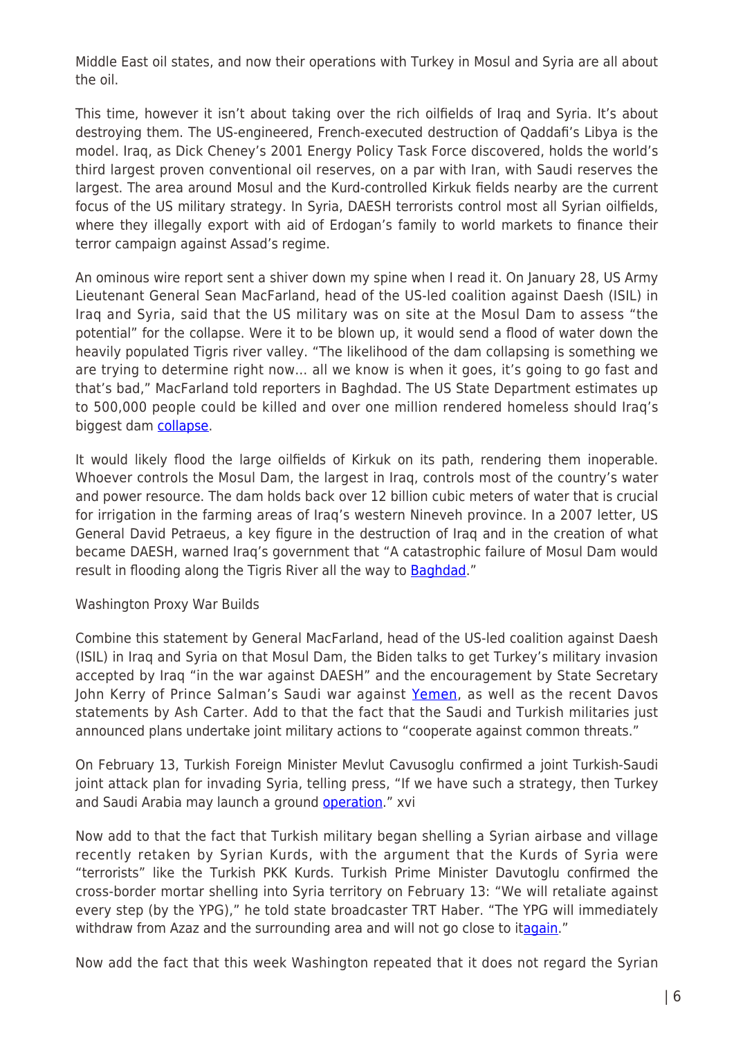Middle East oil states, and now their operations with Turkey in Mosul and Syria are all about the oil.

This time, however it isn't about taking over the rich oilfields of Iraq and Syria. It's about destroying them. The US-engineered, French-executed destruction of Qaddafi's Libya is the model. Iraq, as Dick Cheney's 2001 Energy Policy Task Force discovered, holds the world's third largest proven conventional oil reserves, on a par with Iran, with Saudi reserves the largest. The area around Mosul and the Kurd-controlled Kirkuk fields nearby are the current focus of the US military strategy. In Syria, DAESH terrorists control most all Syrian oilfields, where they illegally export with aid of Erdogan's family to world markets to finance their terror campaign against Assad's regime.

An ominous wire report sent a shiver down my spine when I read it. On January 28, US Army Lieutenant General Sean MacFarland, head of the US-led coalition against Daesh (ISIL) in Iraq and Syria, said that the US military was on site at the Mosul Dam to assess "the potential" for the collapse. Were it to be blown up, it would send a flood of water down the heavily populated Tigris river valley. "The likelihood of the dam collapsing is something we are trying to determine right now… all we know is when it goes, it's going to go fast and that's bad," MacFarland told reporters in Baghdad. The US State Department estimates up to 500,000 people could be killed and over one million rendered homeless should Iraq's biggest dam collapse.

It would likely flood the large oilfields of Kirkuk on its path, rendering them inoperable. Whoever controls the Mosul Dam, the largest in Iraq, controls most of the country's water and power resource. The dam holds back over 12 billion cubic meters of water that is crucial for irrigation in the farming areas of Iraq's western Nineveh province. In a 2007 letter, US General David Petraeus, a key figure in the destruction of Iraq and in the creation of what became DAESH, warned Iraq's government that "A catastrophic failure of Mosul Dam would result in flooding along the Tigris River all the way to Baghdad."

Washington Proxy War Builds

Combine this statement by General MacFarland, head of the US-led coalition against Daesh (ISIL) in Iraq and Syria on that Mosul Dam, the Biden talks to get Turkey's military invasion accepted by Iraq "in the war against DAESH" and the encouragement by State Secretary John Kerry of Prince Salman's Saudi war against Yemen, as well as the recent Davos statements by Ash Carter. Add to that the fact that the Saudi and Turkish militaries just announced plans undertake joint military actions to "cooperate against common threats."

On February 13, Turkish Foreign Minister Mevlut Cavusoglu confirmed a joint Turkish-Saudi joint attack plan for invading Syria, telling press, "If we have such a strategy, then Turkey and Saudi Arabia may launch a ground operation." xvi

Now add to that the fact that Turkish military began shelling a Syrian airbase and village recently retaken by Syrian Kurds, with the argument that the Kurds of Syria were "terrorists" like the Turkish PKK Kurds. Turkish Prime Minister Davutoglu confirmed the cross-border mortar shelling into Syria territory on February 13: "We will retaliate against every step (by the YPG)," he told state broadcaster TRT Haber. "The YPG will immediately withdraw from Azaz and the surrounding area and will not go close to itagain."

Now add the fact that this week Washington repeated that it does not regard the Syrian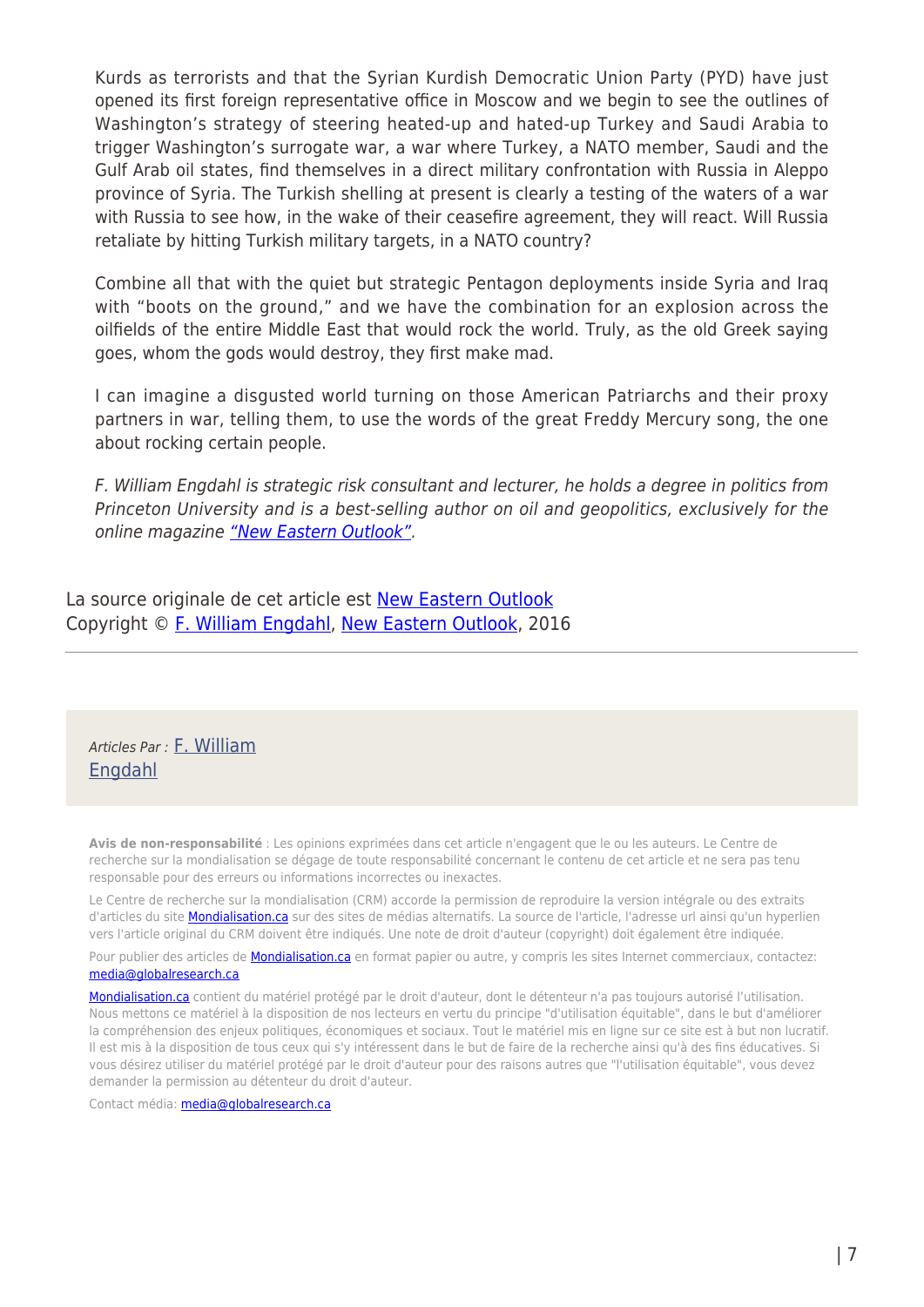Kurds as terrorists and that the Syrian Kurdish Democratic Union Party (PYD) have just opened its first foreign representative office in Moscow and we begin to see the outlines of Washington's strategy of steering heated-up and hated-up Turkey and Saudi Arabia to trigger Washington's surrogate war, a war where Turkey, a NATO member, Saudi and the Gulf Arab oil states, find themselves in a direct military confrontation with Russia in Aleppo province of Syria. The Turkish shelling at present is clearly a testing of the waters of a war with Russia to see how, in the wake of their ceasefire agreement, they will react. Will Russia retaliate by hitting Turkish military targets, in a NATO country?

Combine all that with the quiet but strategic Pentagon deployments inside Syria and Iraq with "boots on the ground," and we have the combination for an explosion across the oilfields of the entire Middle East that would rock the world. Truly, as the old Greek saying goes, whom the gods would destroy, they first make mad.

I can imagine a disgusted world turning on those American Patriarchs and their proxy partners in war, telling them, to use the words of the great Freddy Mercury song, the one about rocking certain people.

*F. William Engdahl is strategic risk consultant and lecturer, he holds a degree in politics from Princeton University and is a best-selling author on oil and geopolitics, exclusively for the online magazine "New Eastern Outlook".*

La source originale de cet article est New Eastern Outlook
Copyright © F. William Engdahl, New Eastern Outlook, 2016

---

*Articles Par :* F. William Engdahl

**Avis de non-responsabilité** : Les opinions exprimées dans cet article n'engagent que le ou les auteurs. Le Centre de recherche sur la mondialisation se dégage de toute responsabilité concernant le contenu de cet article et ne sera pas tenu responsable pour des erreurs ou informations incorrectes ou inexactes.

Le Centre de recherche sur la mondialisation (CRM) accorde la permission de reproduire la version intégrale ou des extraits d'articles du site Mondialisation.ca sur des sites de médias alternatifs. La source de l'article, l'adresse url ainsi qu'un hyperlien vers l'article original du CRM doivent être indiqués. Une note de droit d'auteur (copyright) doit également être indiquée.

Pour publier des articles de Mondialisation.ca en format papier ou autre, y compris les sites Internet commerciaux, contactez: media@globalresearch.ca

Mondialisation.ca contient du matériel protégé par le droit d'auteur, dont le détenteur n'a pas toujours autorisé l'utilisation. Nous mettons ce matériel à la disposition de nos lecteurs en vertu du principe "d'utilisation équitable", dans le but d'améliorer la compréhension des enjeux politiques, économiques et sociaux. Tout le matériel mis en ligne sur ce site est à but non lucratif. Il est mis à la disposition de tous ceux qui s'y intéressent dans le but de faire de la recherche ainsi qu'à des fins éducatives. Si vous désirez utiliser du matériel protégé par le droit d'auteur pour des raisons autres que "l'utilisation équitable", vous devez demander la permission au détenteur du droit d'auteur.

Contact média: media@globalresearch.ca